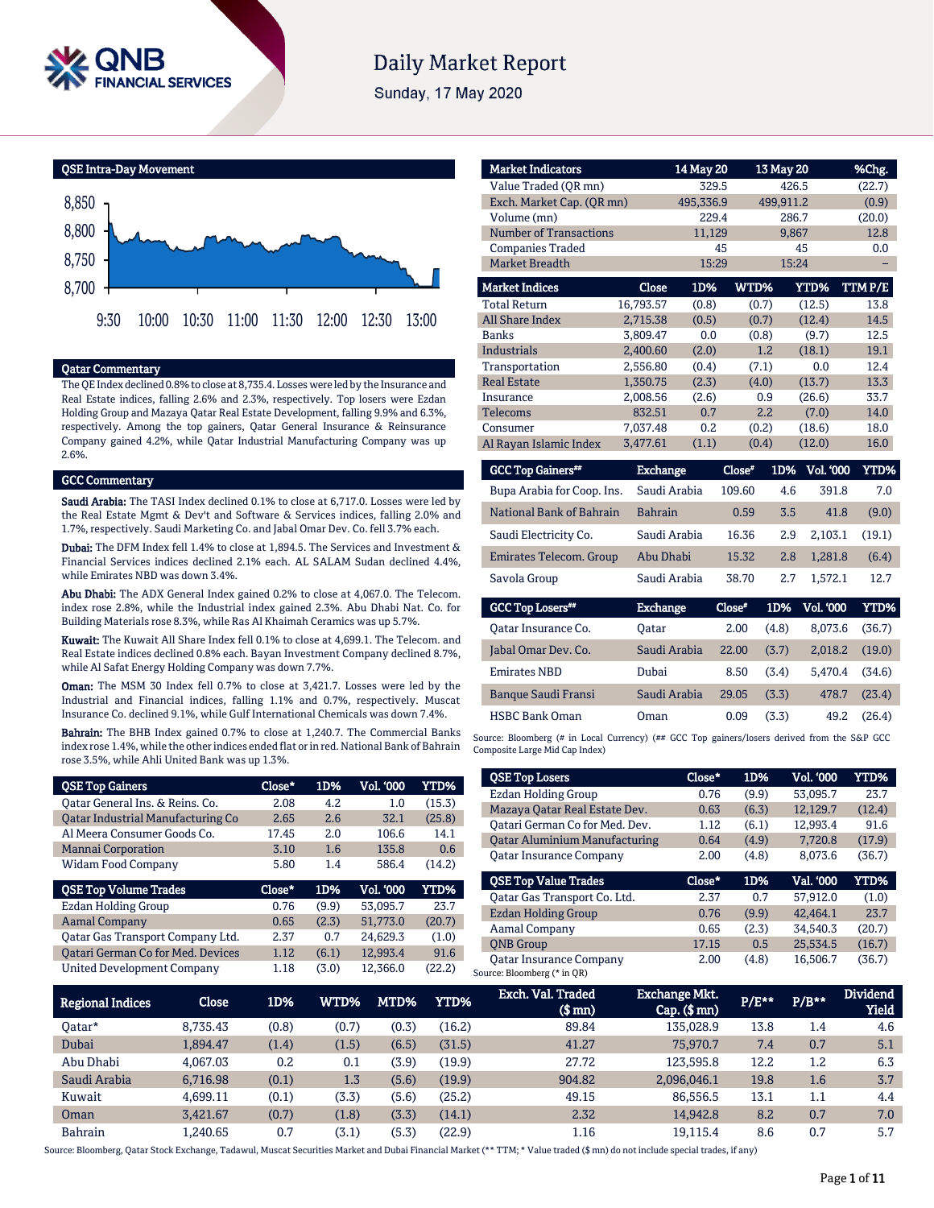# Daily Market Report

Sunday, 17 May 2020

## QSE Intra-Day Movement

## Qatar Commentary

The QE Index declined 0.8% to close at 8,735.4. Losses were led by the Insurance and Real Estate indices, falling 2.6% and 2.3%, respectively. Top losers were Ezdan Holding Group and Mazaya Qatar Real Estate Development, falling 9.9% and 6.3%, respectively. Among the top gainers, Qatar General Insurance & Reinsurance Company gained 4.2%, while Qatar Industrial Manufacturing Company was up 2.6%.

## GCC Commentary

**Saudi Arabia:** The TASI Index declined 0.1% to close at 6,717.0. Losses were led by the Real Estate Mgmt & Dev't and Software & Services indices, falling 2.0% and 1.7%, respectively. Saudi Marketing Co. and Jabal Omar Dev. Co. fell 3.7% each.

**Dubai:** The DFM Index fell 1.4% to close at 1,894.5. The Services and Investment & Financial Services indices declined 2.1% each. AL SALAM Sudan declined 4.4%, while Emirates NBD was down 3.4%.

**Abu Dhabi:** The ADX General Index gained 0.2% to close at 4,067.0. The Telecom. index rose 2.8%, while the Industrial index gained 2.3%. Abu Dhabi Nat. Co. for Building Materials rose 8.3%, while Ras Al Khaimah Ceramics was up 5.7%.

**Kuwait:** The Kuwait All Share Index fell 0.1% to close at 4,699.1. The Telecom. and Real Estate indices declined 0.8% each. Bayan Investment Company declined 8.7%, while Al Safat Energy Holding Company was down 7.7%.

**Oman:** The MSM 30 Index fell 0.7% to close at 3,421.7. Losses were led by the Industrial and Financial indices, falling 1.1% and 0.7%, respectively. Muscat Insurance Co. declined 9.1%, while Gulf International Chemicals was down 7.4%.

**Bahrain:** The BHB Index gained 0.7% to close at 1,240.7. The Commercial Banks index rose 1.4%, while the other indices ended flat or in red. National Bank of Bahrain rose 3.5%, while Ahli United Bank was up 1.3%.

| QSE Top Gainers | Close* | 1D% | Vol. '000 | YTD% |
|---|---|---|---|---|
| Qatar General Ins. & Reins. Co. | 2.08 | 4.2 | 1.0 | (15.3) |
| Qatar Industrial Manufacturing Co | 2.65 | 2.6 | 32.1 | (25.8) |
| Al Meera Consumer Goods Co. | 17.45 | 2.0 | 106.6 | 14.1 |
| Mannai Corporation | 3.10 | 1.6 | 135.8 | 0.6 |
| Widam Food Company | 5.80 | 1.4 | 586.4 | (14.2) |

| QSE Top Volume Trades | Close* | 1D% | Vol. '000 | YTD% |
|---|---|---|---|---|
| Ezdan Holding Group | 0.76 | (9.9) | 53,095.7 | 23.7 |
| Aamal Company | 0.65 | (2.3) | 51,773.0 | (20.7) |
| Qatar Gas Transport Company Ltd. | 2.37 | 0.7 | 24,629.3 | (1.0) |
| Qatari German Co for Med. Devices | 1.12 | (6.1) | 12,993.4 | 91.6 |
| United Development Company | 1.18 | (3.0) | 12,366.0 | (22.2) |

| Market Indicators | 14 May 20 | 13 May 20 | %Chg. |
|---|---|---|---|
| Value Traded (QR mn) | 329.5 | 426.5 | (22.7) |
| Exch. Market Cap. (QR mn) | 495,336.9 | 499,911.2 | (0.9) |
| Volume (mn) | 229.4 | 286.7 | (20.0) |
| Number of Transactions | 11,129 | 9,867 | 12.8 |
| Companies Traded | 45 | 45 | 0.0 |
| Market Breadth | 15:29 | 15:24 | – |

| Market Indices | Close | 1D% | WTD% | YTD% | TTM P/E |
|---|---|---|---|---|---|
| Total Return | 16,793.57 | (0.8) | (0.7) | (12.5) | 13.8 |
| All Share Index | 2,715.38 | (0.5) | (0.7) | (12.4) | 14.5 |
| Banks | 3,809.47 | 0.0 | (0.8) | (9.7) | 12.5 |
| Industrials | 2,400.60 | (2.0) | 1.2 | (18.1) | 19.1 |
| Transportation | 2,556.80 | (0.4) | (7.1) | 0.0 | 12.4 |
| Real Estate | 1,350.75 | (2.3) | (4.0) | (13.7) | 13.3 |
| Insurance | 2,008.56 | (2.6) | 0.9 | (26.6) | 33.7 |
| Telecoms | 832.51 | 0.7 | 2.2 | (7.0) | 14.0 |
| Consumer | 7,037.48 | 0.2 | (0.2) | (18.6) | 18.0 |
| Al Rayan Islamic Index | 3,477.61 | (1.1) | (0.4) | (12.0) | 16.0 |

| GCC Top Gainers## | Exchange | Close# | 1D% | Vol. '000 | YTD% |
|---|---|---|---|---|---|
| Bupa Arabia for Coop. Ins. | Saudi Arabia | 109.60 | 4.6 | 391.8 | 7.0 |
| National Bank of Bahrain | Bahrain | 0.59 | 3.5 | 41.8 | (9.0) |
| Saudi Electricity Co. | Saudi Arabia | 16.36 | 2.9 | 2,103.1 | (19.1) |
| Emirates Telecom. Group | Abu Dhabi | 15.32 | 2.8 | 1,281.8 | (6.4) |
| Savola Group | Saudi Arabia | 38.70 | 2.7 | 1,572.1 | 12.7 |

| GCC Top Losers## | Exchange | Close# | 1D% | Vol. '000 | YTD% |
|---|---|---|---|---|---|
| Qatar Insurance Co. | Qatar | 2.00 | (4.8) | 8,073.6 | (36.7) |
| Jabal Omar Dev. Co. | Saudi Arabia | 22.00 | (3.7) | 2,018.2 | (19.0) |
| Emirates NBD | Dubai | 8.50 | (3.4) | 5,470.4 | (34.6) |
| Banque Saudi Fransi | Saudi Arabia | 29.05 | (3.3) | 478.7 | (23.4) |
| HSBC Bank Oman | Oman | 0.09 | (3.3) | 49.2 | (26.4) |

Source: Bloomberg (# in Local Currency) (## GCC Top gainers/losers derived from the S&P GCC Composite Large Mid Cap Index)

| QSE Top Losers | Close* | 1D% | Vol. '000 | YTD% |
|---|---|---|---|---|
| Ezdan Holding Group | 0.76 | (9.9) | 53,095.7 | 23.7 |
| Mazaya Qatar Real Estate Dev. | 0.63 | (6.3) | 12,129.7 | (12.4) |
| Qatari German Co for Med. Dev. | 1.12 | (6.1) | 12,993.4 | 91.6 |
| Qatar Aluminium Manufacturing | 0.64 | (4.9) | 7,720.8 | (17.9) |
| Qatar Insurance Company | 2.00 | (4.8) | 8,073.6 | (36.7) |

| QSE Top Value Trades | Close* | 1D% | Val. '000 | YTD% |
|---|---|---|---|---|
| Qatar Gas Transport Co. Ltd. | 2.37 | 0.7 | 57,912.0 | (1.0) |
| Ezdan Holding Group | 0.76 | (9.9) | 42,464.1 | 23.7 |
| Aamal Company | 0.65 | (2.3) | 34,540.3 | (20.7) |
| QNB Group | 17.15 | 0.5 | 25,534.5 | (16.7) |
| Qatar Insurance Company | 2.00 | (4.8) | 16,506.7 | (36.7) |

Source: Bloomberg (* in QR)

| Regional Indices | Close | 1D% | WTD% | MTD% | YTD% | Exch. Val. Traded ($ mn) | Exchange Mkt. Cap. ($ mn) | P/E** | P/B** | Dividend Yield |
|---|---|---|---|---|---|---|---|---|---|---|
| Qatar* | 8,735.43 | (0.8) | (0.7) | (0.3) | (16.2) | 89.84 | 135,028.9 | 13.8 | 1.4 | 4.6 |
| Dubai | 1,894.47 | (1.4) | (1.5) | (6.5) | (31.5) | 41.27 | 75,970.7 | 7.4 | 0.7 | 5.1 |
| Abu Dhabi | 4,067.03 | 0.2 | 0.1 | (3.9) | (19.9) | 27.72 | 123,595.8 | 12.2 | 1.2 | 6.3 |
| Saudi Arabia | 6,716.98 | (0.1) | 1.3 | (5.6) | (19.9) | 904.82 | 2,096,046.1 | 19.8 | 1.6 | 3.7 |
| Kuwait | 4,699.11 | (0.1) | (3.3) | (5.6) | (25.2) | 49.15 | 86,556.5 | 13.1 | 1.1 | 4.4 |
| Oman | 3,421.67 | (0.7) | (1.8) | (3.3) | (14.1) | 2.32 | 14,942.8 | 8.2 | 0.7 | 7.0 |
| Bahrain | 1,240.65 | 0.7 | (3.1) | (5.3) | (22.9) | 1.16 | 19,115.4 | 8.6 | 0.7 | 5.7 |

Source: Bloomberg, Qatar Stock Exchange, Tadawul, Muscat Securities Market and Dubai Financial Market (** TTM; * Value traded ($ mn) do not include special trades, if any)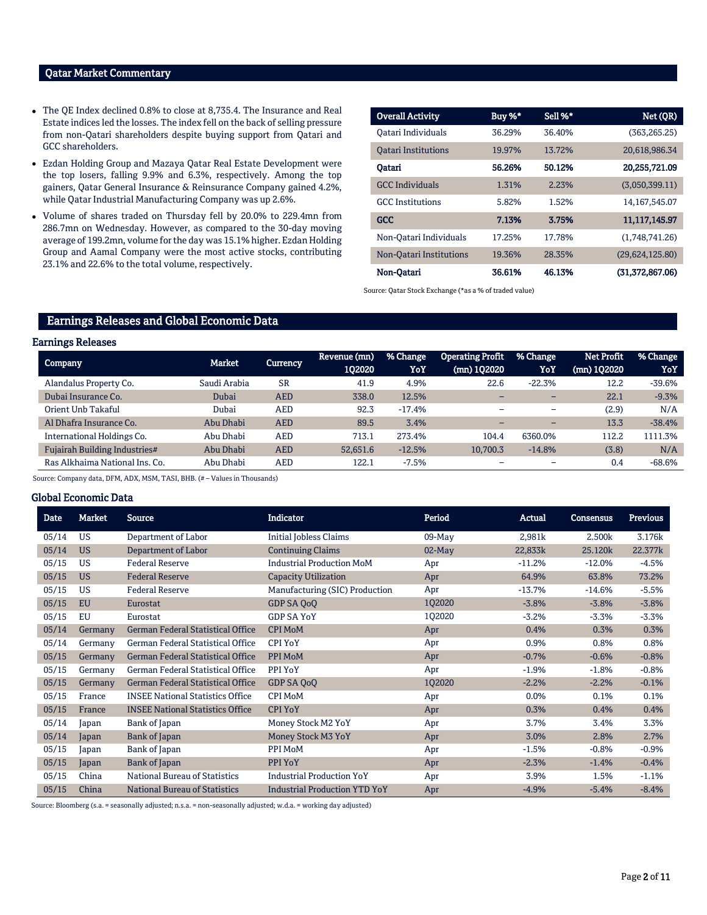## Qatar Market Commentary

- The QE Index declined 0.8% to close at 8,735.4. The Insurance and Real Estate indices led the losses. The index fell on the back of selling pressure from non-Qatari shareholders despite buying support from Qatari and GCC shareholders.
- Ezdan Holding Group and Mazaya Qatar Real Estate Development were the top losers, falling 9.9% and 6.3%, respectively. Among the top gainers, Qatar General Insurance & Reinsurance Company gained 4.2%, while Qatar Industrial Manufacturing Company was up 2.6%.
- Volume of shares traded on Thursday fell by 20.0% to 229.4mn from 286.7mn on Wednesday. However, as compared to the 30-day moving average of 199.2mn, volume for the day was 15.1% higher. Ezdan Holding Group and Aamal Company were the most active stocks, contributing 23.1% and 22.6% to the total volume, respectively.

| Overall Activity | Buy %* | Sell %* | Net (QR) |
|---|---|---|---|
| Qatari Individuals | 36.29% | 36.40% | (363,265.25) |
| Qatari Institutions | 19.97% | 13.72% | 20,618,986.34 |
| **Qatari** | **56.26%** | **50.12%** | **20,255,721.09** |
| GCC Individuals | 1.31% | 2.23% | (3,050,399.11) |
| GCC Institutions | 5.82% | 1.52% | 14,167,545.07 |
| **GCC** | **7.13%** | **3.75%** | **11,117,145.97** |
| Non-Qatari Individuals | 17.25% | 17.78% | (1,748,741.26) |
| Non-Qatari Institutions | 19.36% | 28.35% | (29,624,125.80) |
| **Non-Qatari** | **36.61%** | **46.13%** | **(31,372,867.06)** |

Source: Qatar Stock Exchange (*as a % of traded value)

## Earnings Releases and Global Economic Data

### Earnings Releases

| Company | Market | Currency | Revenue (mn) 1Q2020 | % Change YoY | Operating Profit (mn) 1Q2020 | % Change YoY | Net Profit (mn) 1Q2020 | % Change YoY |
|---|---|---|---|---|---|---|---|---|
| Alandalus Property Co. | Saudi Arabia | SR | 41.9 | 4.9% | 22.6 | -22.3% | 12.2 | -39.6% |
| Dubai Insurance Co. | Dubai | AED | 338.0 | 12.5% | – | – | 22.1 | -9.3% |
| Orient Unb Takaful | Dubai | AED | 92.3 | -17.4% | – | – | (2.9) | N/A |
| Al Dhafra Insurance Co. | Abu Dhabi | AED | 89.5 | 3.4% | – | – | 13.3 | -38.4% |
| International Holdings Co. | Abu Dhabi | AED | 713.1 | 273.4% | 104.4 | 6360.0% | 112.2 | 1111.3% |
| Fujairah Building Industries# | Abu Dhabi | AED | 52,651.6 | -12.5% | 10,700.3 | -14.8% | (3.8) | N/A |
| Ras Alkhaima National Ins. Co. | Abu Dhabi | AED | 122.1 | -7.5% | – | – | 0.4 | -68.6% |

Source: Company data, DFM, ADX, MSM, TASI, BHB. (# – Values in Thousands)

### Global Economic Data

| Date | Market | Source | Indicator | Period | Actual | Consensus | Previous |
|---|---|---|---|---|---|---|---|
| 05/14 | US | Department of Labor | Initial Jobless Claims | 09-May | 2,981k | 2.500k | 3.176k |
| 05/14 | US | Department of Labor | Continuing Claims | 02-May | 22,833k | 25.120k | 22.377k |
| 05/15 | US | Federal Reserve | Industrial Production MoM | Apr | -11.2% | -12.0% | -4.5% |
| 05/15 | US | Federal Reserve | Capacity Utilization | Apr | 64.9% | 63.8% | 73.2% |
| 05/15 | US | Federal Reserve | Manufacturing (SIC) Production | Apr | -13.7% | -14.6% | -5.5% |
| 05/15 | EU | Eurostat | GDP SA QoQ | 1Q2020 | -3.8% | -3.8% | -3.8% |
| 05/15 | EU | Eurostat | GDP SA YoY | 1Q2020 | -3.2% | -3.3% | -3.3% |
| 05/14 | Germany | German Federal Statistical Office | CPI MoM | Apr | 0.4% | 0.3% | 0.3% |
| 05/14 | Germany | German Federal Statistical Office | CPI YoY | Apr | 0.9% | 0.8% | 0.8% |
| 05/15 | Germany | German Federal Statistical Office | PPI MoM | Apr | -0.7% | -0.6% | -0.8% |
| 05/15 | Germany | German Federal Statistical Office | PPI YoY | Apr | -1.9% | -1.8% | -0.8% |
| 05/15 | Germany | German Federal Statistical Office | GDP SA QoQ | 1Q2020 | -2.2% | -2.2% | -0.1% |
| 05/15 | France | INSEE National Statistics Office | CPI MoM | Apr | 0.0% | 0.1% | 0.1% |
| 05/15 | France | INSEE National Statistics Office | CPI YoY | Apr | 0.3% | 0.4% | 0.4% |
| 05/14 | Japan | Bank of Japan | Money Stock M2 YoY | Apr | 3.7% | 3.4% | 3.3% |
| 05/14 | Japan | Bank of Japan | Money Stock M3 YoY | Apr | 3.0% | 2.8% | 2.7% |
| 05/15 | Japan | Bank of Japan | PPI MoM | Apr | -1.5% | -0.8% | -0.9% |
| 05/15 | Japan | Bank of Japan | PPI YoY | Apr | -2.3% | -1.4% | -0.4% |
| 05/15 | China | National Bureau of Statistics | Industrial Production YoY | Apr | 3.9% | 1.5% | -1.1% |
| 05/15 | China | National Bureau of Statistics | Industrial Production YTD YoY | Apr | -4.9% | -5.4% | -8.4% |

Source: Bloomberg (s.a. = seasonally adjusted; n.s.a. = non-seasonally adjusted; w.d.a. = working day adjusted)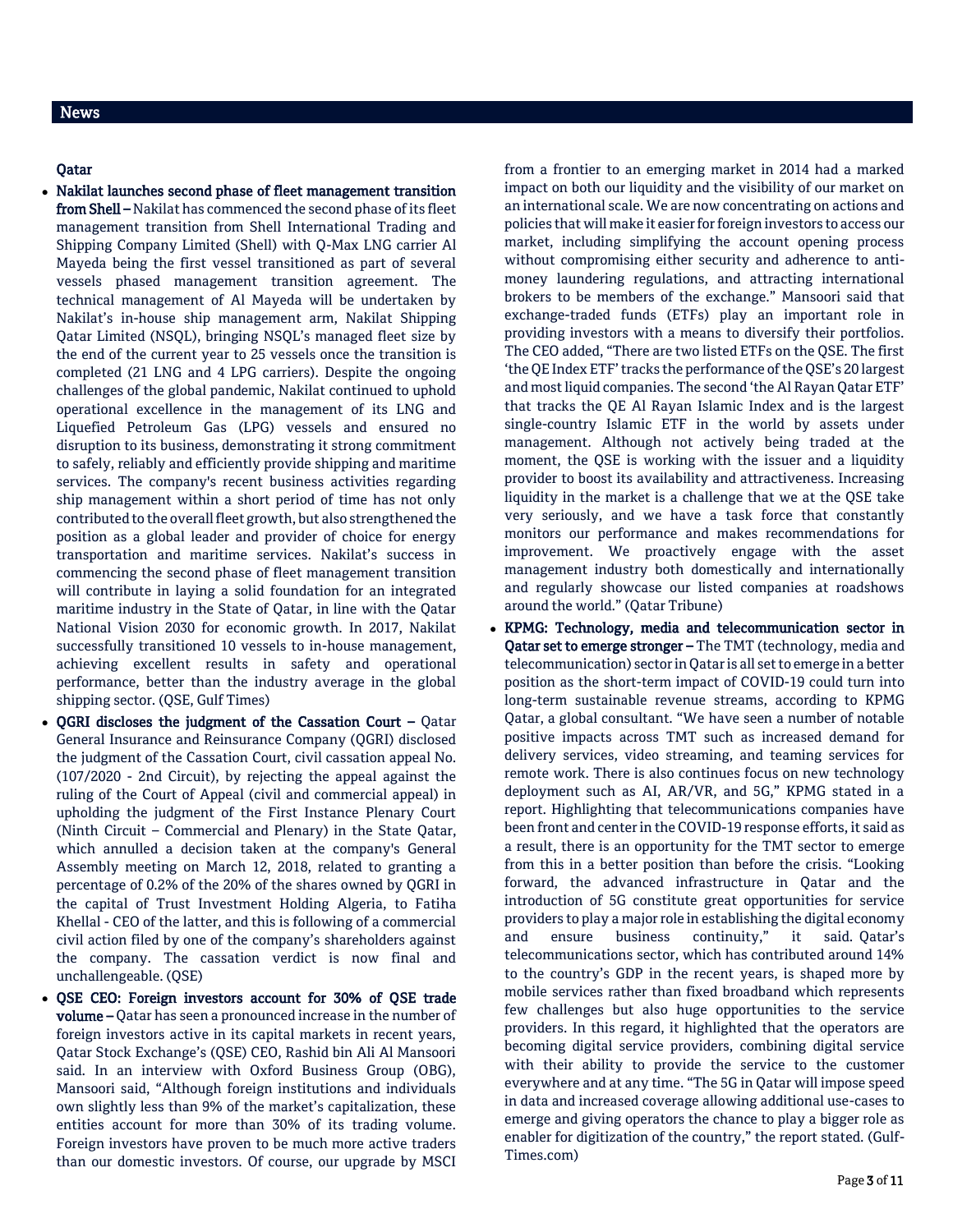## News

### Qatar

- **Nakilat launches second phase of fleet management transition from Shell –** Nakilat has commenced the second phase of its fleet management transition from Shell International Trading and Shipping Company Limited (Shell) with Q-Max LNG carrier Al Mayeda being the first vessel transitioned as part of several vessels phased management transition agreement. The technical management of Al Mayeda will be undertaken by Nakilat's in-house ship management arm, Nakilat Shipping Qatar Limited (NSQL), bringing NSQL's managed fleet size by the end of the current year to 25 vessels once the transition is completed (21 LNG and 4 LPG carriers). Despite the ongoing challenges of the global pandemic, Nakilat continued to uphold operational excellence in the management of its LNG and Liquefied Petroleum Gas (LPG) vessels and ensured no disruption to its business, demonstrating it strong commitment to safely, reliably and efficiently provide shipping and maritime services. The company's recent business activities regarding ship management within a short period of time has not only contributed to the overall fleet growth, but also strengthened the position as a global leader and provider of choice for energy transportation and maritime services. Nakilat's success in commencing the second phase of fleet management transition will contribute in laying a solid foundation for an integrated maritime industry in the State of Qatar, in line with the Qatar National Vision 2030 for economic growth. In 2017, Nakilat successfully transitioned 10 vessels to in-house management, achieving excellent results in safety and operational performance, better than the industry average in the global shipping sector. (QSE, Gulf Times)
- **QGRI discloses the judgment of the Cassation Court –** Qatar General Insurance and Reinsurance Company (QGRI) disclosed the judgment of the Cassation Court, civil cassation appeal No. (107/2020 - 2nd Circuit), by rejecting the appeal against the ruling of the Court of Appeal (civil and commercial appeal) in upholding the judgment of the First Instance Plenary Court (Ninth Circuit – Commercial and Plenary) in the State Qatar, which annulled a decision taken at the company's General Assembly meeting on March 12, 2018, related to granting a percentage of 0.2% of the 20% of the shares owned by QGRI in the capital of Trust Investment Holding Algeria, to Fatiha Khellal - CEO of the latter, and this is following of a commercial civil action filed by one of the company's shareholders against the company. The cassation verdict is now final and unchallengeable. (QSE)
- **QSE CEO: Foreign investors account for 30% of QSE trade volume –** Qatar has seen a pronounced increase in the number of foreign investors active in its capital markets in recent years, Qatar Stock Exchange's (QSE) CEO, Rashid bin Ali Al Mansoori said. In an interview with Oxford Business Group (OBG), Mansoori said, "Although foreign institutions and individuals own slightly less than 9% of the market's capitalization, these entities account for more than 30% of its trading volume. Foreign investors have proven to be much more active traders than our domestic investors. Of course, our upgrade by MSCI from a frontier to an emerging market in 2014 had a marked impact on both our liquidity and the visibility of our market on an international scale. We are now concentrating on actions and policies that will make it easier for foreign investors to access our market, including simplifying the account opening process without compromising either security and adherence to anti-money laundering regulations, and attracting international brokers to be members of the exchange." Mansoori said that exchange-traded funds (ETFs) play an important role in providing investors with a means to diversify their portfolios. The CEO added, "There are two listed ETFs on the QSE. The first 'the QE Index ETF' tracks the performance of the QSE's 20 largest and most liquid companies. The second 'the Al Rayan Qatar ETF' that tracks the QE Al Rayan Islamic Index and is the largest single-country Islamic ETF in the world by assets under management. Although not actively being traded at the moment, the QSE is working with the issuer and a liquidity provider to boost its availability and attractiveness. Increasing liquidity in the market is a challenge that we at the QSE take very seriously, and we have a task force that constantly monitors our performance and makes recommendations for improvement. We proactively engage with the asset management industry both domestically and internationally and regularly showcase our listed companies at roadshows around the world." (Qatar Tribune)
- **KPMG: Technology, media and telecommunication sector in Qatar set to emerge stronger –** The TMT (technology, media and telecommunication) sector in Qatar is all set to emerge in a better position as the short-term impact of COVID-19 could turn into long-term sustainable revenue streams, according to KPMG Qatar, a global consultant. "We have seen a number of notable positive impacts across TMT such as increased demand for delivery services, video streaming, and teaming services for remote work. There is also continues focus on new technology deployment such as AI, AR/VR, and 5G," KPMG stated in a report. Highlighting that telecommunications companies have been front and center in the COVID-19 response efforts, it said as a result, there is an opportunity for the TMT sector to emerge from this in a better position than before the crisis. "Looking forward, the advanced infrastructure in Qatar and the introduction of 5G constitute great opportunities for service providers to play a major role in establishing the digital economy and ensure business continuity," it said. Qatar's telecommunications sector, which has contributed around 14% to the country's GDP in the recent years, is shaped more by mobile services rather than fixed broadband which represents few challenges but also huge opportunities to the service providers. In this regard, it highlighted that the operators are becoming digital service providers, combining digital service with their ability to provide the service to the customer everywhere and at any time. "The 5G in Qatar will impose speed in data and increased coverage allowing additional use-cases to emerge and giving operators the chance to play a bigger role as enabler for digitization of the country," the report stated. (Gulf-Times.com)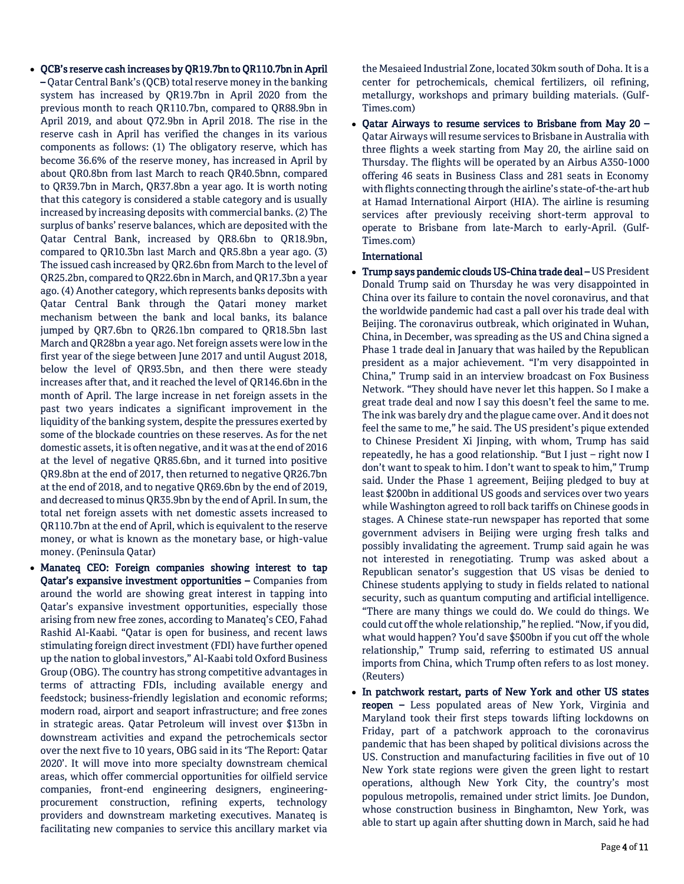- **QCB's reserve cash increases by QR19.7bn to QR110.7bn in April –** Qatar Central Bank's (QCB) total reserve money in the banking system has increased by QR19.7bn in April 2020 from the previous month to reach QR110.7bn, compared to QR88.9bn in April 2019, and about QR72.9bn in April 2018. The rise in the reserve cash in April has verified the changes in its various components as follows: (1) The obligatory reserve, which has become 36.6% of the reserve money, has increased in April by about QR0.8bn from last March to reach QR40.5bnn, compared to QR39.7bn in March, QR37.8bn a year ago. It is worth noting that this category is considered a stable category and is usually increased by increasing deposits with commercial banks. (2) The surplus of banks' reserve balances, which are deposited with the Qatar Central Bank, increased by QR8.6bn to QR18.9bn, compared to QR10.3bn last March and QR5.8bn a year ago. (3) The issued cash increased by QR2.6bn from March to the level of QR25.2bn, compared to QR22.6bn in March, and QR17.3bn a year ago. (4) Another category, which represents banks deposits with Qatar Central Bank through the Qatari money market mechanism between the bank and local banks, its balance jumped by QR7.6bn to QR26.1bn compared to QR18.5bn last March and QR28bn a year ago. Net foreign assets were low in the first year of the siege between June 2017 and until August 2018, below the level of QR93.5bn, and then there were steady increases after that, and it reached the level of QR146.6bn in the month of April. The large increase in net foreign assets in the past two years indicates a significant improvement in the liquidity of the banking system, despite the pressures exerted by some of the blockade countries on these reserves. As for the net domestic assets, it is often negative, and it was at the end of 2016 at the level of negative QR85.6bn, and it turned into positive QR9.8bn at the end of 2017, then returned to negative QR26.7bn at the end of 2018, and to negative QR69.6bn by the end of 2019, and decreased to minus QR35.9bn by the end of April. In sum, the total net foreign assets with net domestic assets increased to QR110.7bn at the end of April, which is equivalent to the reserve money, or what is known as the monetary base, or high-value money. (Peninsula Qatar)
- **Manateq CEO: Foreign companies showing interest to tap Qatar's expansive investment opportunities –** Companies from around the world are showing great interest in tapping into Qatar's expansive investment opportunities, especially those arising from new free zones, according to Manateq's CEO, Fahad Rashid Al-Kaabi. "Qatar is open for business, and recent laws stimulating foreign direct investment (FDI) have further opened up the nation to global investors," Al-Kaabi told Oxford Business Group (OBG). The country has strong competitive advantages in terms of attracting FDIs, including available energy and feedstock; business-friendly legislation and economic reforms; modern road, airport and seaport infrastructure; and free zones in strategic areas. Qatar Petroleum will invest over $13bn in downstream activities and expand the petrochemicals sector over the next five to 10 years, OBG said in its 'The Report: Qatar 2020'. It will move into more specialty downstream chemical areas, which offer commercial opportunities for oilfield service companies, front-end engineering designers, engineering-procurement construction, refining experts, technology providers and downstream marketing executives. Manateq is facilitating new companies to service this ancillary market via the Mesaieed Industrial Zone, located 30km south of Doha. It is a center for petrochemicals, chemical fertilizers, oil refining, metallurgy, workshops and primary building materials. (Gulf-Times.com)
- **Qatar Airways to resume services to Brisbane from May 20 –** Qatar Airways will resume services to Brisbane in Australia with three flights a week starting from May 20, the airline said on Thursday. The flights will be operated by an Airbus A350-1000 offering 46 seats in Business Class and 281 seats in Economy with flights connecting through the airline's state-of-the-art hub at Hamad International Airport (HIA). The airline is resuming services after previously receiving short-term approval to operate to Brisbane from late-March to early-April. (Gulf-Times.com)

**International**

- **Trump says pandemic clouds US-China trade deal –** US President Donald Trump said on Thursday he was very disappointed in China over its failure to contain the novel coronavirus, and that the worldwide pandemic had cast a pall over his trade deal with Beijing. The coronavirus outbreak, which originated in Wuhan, China, in December, was spreading as the US and China signed a Phase 1 trade deal in January that was hailed by the Republican president as a major achievement. "I'm very disappointed in China," Trump said in an interview broadcast on Fox Business Network. "They should have never let this happen. So I make a great trade deal and now I say this doesn't feel the same to me. The ink was barely dry and the plague came over. And it does not feel the same to me," he said. The US president's pique extended to Chinese President Xi Jinping, with whom, Trump has said repeatedly, he has a good relationship. "But I just – right now I don't want to speak to him. I don't want to speak to him," Trump said. Under the Phase 1 agreement, Beijing pledged to buy at least $200bn in additional US goods and services over two years while Washington agreed to roll back tariffs on Chinese goods in stages. A Chinese state-run newspaper has reported that some government advisers in Beijing were urging fresh talks and possibly invalidating the agreement. Trump said again he was not interested in renegotiating. Trump was asked about a Republican senator's suggestion that US visas be denied to Chinese students applying to study in fields related to national security, such as quantum computing and artificial intelligence. "There are many things we could do. We could do things. We could cut off the whole relationship," he replied. "Now, if you did, what would happen? You'd save $500bn if you cut off the whole relationship," Trump said, referring to estimated US annual imports from China, which Trump often refers to as lost money. (Reuters)
- **In patchwork restart, parts of New York and other US states reopen –** Less populated areas of New York, Virginia and Maryland took their first steps towards lifting lockdowns on Friday, part of a patchwork approach to the coronavirus pandemic that has been shaped by political divisions across the US. Construction and manufacturing facilities in five out of 10 New York state regions were given the green light to restart operations, although New York City, the country's most populous metropolis, remained under strict limits. Joe Dundon, whose construction business in Binghamton, New York, was able to start up again after shutting down in March, said he had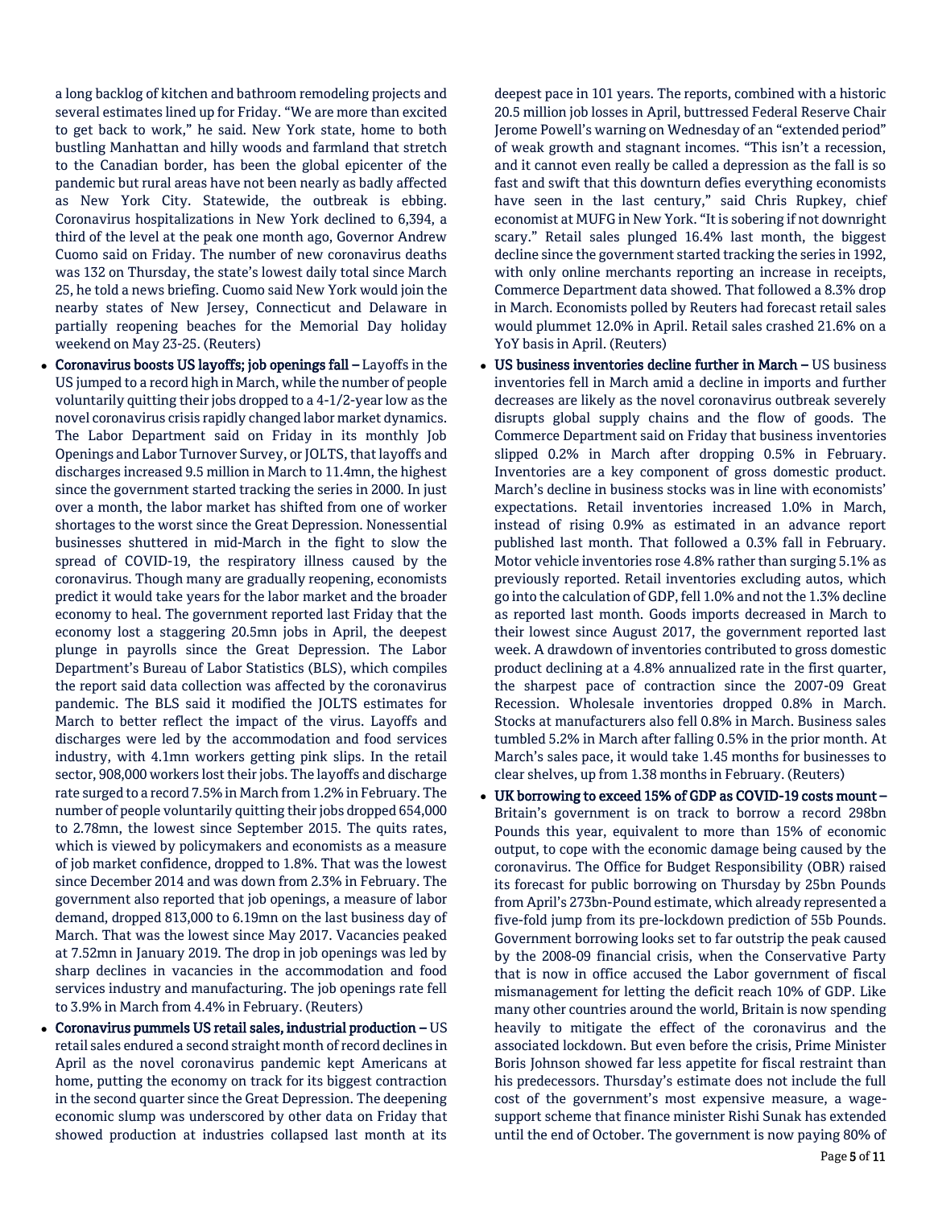a long backlog of kitchen and bathroom remodeling projects and several estimates lined up for Friday. "We are more than excited to get back to work," he said. New York state, home to both bustling Manhattan and hilly woods and farmland that stretch to the Canadian border, has been the global epicenter of the pandemic but rural areas have not been nearly as badly affected as New York City. Statewide, the outbreak is ebbing. Coronavirus hospitalizations in New York declined to 6,394, a third of the level at the peak one month ago, Governor Andrew Cuomo said on Friday. The number of new coronavirus deaths was 132 on Thursday, the state's lowest daily total since March 25, he told a news briefing. Cuomo said New York would join the nearby states of New Jersey, Connecticut and Delaware in partially reopening beaches for the Memorial Day holiday weekend on May 23-25. (Reuters)

- **Coronavirus boosts US layoffs; job openings fall –** Layoffs in the US jumped to a record high in March, while the number of people voluntarily quitting their jobs dropped to a 4-1/2-year low as the novel coronavirus crisis rapidly changed labor market dynamics. The Labor Department said on Friday in its monthly Job Openings and Labor Turnover Survey, or JOLTS, that layoffs and discharges increased 9.5 million in March to 11.4mn, the highest since the government started tracking the series in 2000. In just over a month, the labor market has shifted from one of worker shortages to the worst since the Great Depression. Nonessential businesses shuttered in mid-March in the fight to slow the spread of COVID-19, the respiratory illness caused by the coronavirus. Though many are gradually reopening, economists predict it would take years for the labor market and the broader economy to heal. The government reported last Friday that the economy lost a staggering 20.5mn jobs in April, the deepest plunge in payrolls since the Great Depression. The Labor Department's Bureau of Labor Statistics (BLS), which compiles the report said data collection was affected by the coronavirus pandemic. The BLS said it modified the JOLTS estimates for March to better reflect the impact of the virus. Layoffs and discharges were led by the accommodation and food services industry, with 4.1mn workers getting pink slips. In the retail sector, 908,000 workers lost their jobs. The layoffs and discharge rate surged to a record 7.5% in March from 1.2% in February. The number of people voluntarily quitting their jobs dropped 654,000 to 2.78mn, the lowest since September 2015. The quits rates, which is viewed by policymakers and economists as a measure of job market confidence, dropped to 1.8%. That was the lowest since December 2014 and was down from 2.3% in February. The government also reported that job openings, a measure of labor demand, dropped 813,000 to 6.19mn on the last business day of March. That was the lowest since May 2017. Vacancies peaked at 7.52mn in January 2019. The drop in job openings was led by sharp declines in vacancies in the accommodation and food services industry and manufacturing. The job openings rate fell to 3.9% in March from 4.4% in February. (Reuters)
- **Coronavirus pummels US retail sales, industrial production –** US retail sales endured a second straight month of record declines in April as the novel coronavirus pandemic kept Americans at home, putting the economy on track for its biggest contraction in the second quarter since the Great Depression. The deepening economic slump was underscored by other data on Friday that showed production at industries collapsed last month at its deepest pace in 101 years. The reports, combined with a historic 20.5 million job losses in April, buttressed Federal Reserve Chair Jerome Powell's warning on Wednesday of an "extended period" of weak growth and stagnant incomes. "This isn't a recession, and it cannot even really be called a depression as the fall is so fast and swift that this downturn defies everything economists have seen in the last century," said Chris Rupkey, chief economist at MUFG in New York. "It is sobering if not downright scary." Retail sales plunged 16.4% last month, the biggest decline since the government started tracking the series in 1992, with only online merchants reporting an increase in receipts, Commerce Department data showed. That followed a 8.3% drop in March. Economists polled by Reuters had forecast retail sales would plummet 12.0% in April. Retail sales crashed 21.6% on a YoY basis in April. (Reuters)
- **US business inventories decline further in March –** US business inventories fell in March amid a decline in imports and further decreases are likely as the novel coronavirus outbreak severely disrupts global supply chains and the flow of goods. The Commerce Department said on Friday that business inventories slipped 0.2% in March after dropping 0.5% in February. Inventories are a key component of gross domestic product. March's decline in business stocks was in line with economists' expectations. Retail inventories increased 1.0% in March, instead of rising 0.9% as estimated in an advance report published last month. That followed a 0.3% fall in February. Motor vehicle inventories rose 4.8% rather than surging 5.1% as previously reported. Retail inventories excluding autos, which go into the calculation of GDP, fell 1.0% and not the 1.3% decline as reported last month. Goods imports decreased in March to their lowest since August 2017, the government reported last week. A drawdown of inventories contributed to gross domestic product declining at a 4.8% annualized rate in the first quarter, the sharpest pace of contraction since the 2007-09 Great Recession. Wholesale inventories dropped 0.8% in March. Stocks at manufacturers also fell 0.8% in March. Business sales tumbled 5.2% in March after falling 0.5% in the prior month. At March's sales pace, it would take 1.45 months for businesses to clear shelves, up from 1.38 months in February. (Reuters)
- **UK borrowing to exceed 15% of GDP as COVID-19 costs mount –** Britain's government is on track to borrow a record 298bn Pounds this year, equivalent to more than 15% of economic output, to cope with the economic damage being caused by the coronavirus. The Office for Budget Responsibility (OBR) raised its forecast for public borrowing on Thursday by 25bn Pounds from April's 273bn-Pound estimate, which already represented a five-fold jump from its pre-lockdown prediction of 55b Pounds. Government borrowing looks set to far outstrip the peak caused by the 2008-09 financial crisis, when the Conservative Party that is now in office accused the Labor government of fiscal mismanagement for letting the deficit reach 10% of GDP. Like many other countries around the world, Britain is now spending heavily to mitigate the effect of the coronavirus and the associated lockdown. But even before the crisis, Prime Minister Boris Johnson showed far less appetite for fiscal restraint than his predecessors. Thursday's estimate does not include the full cost of the government's most expensive measure, a wage-support scheme that finance minister Rishi Sunak has extended until the end of October. The government is now paying 80% of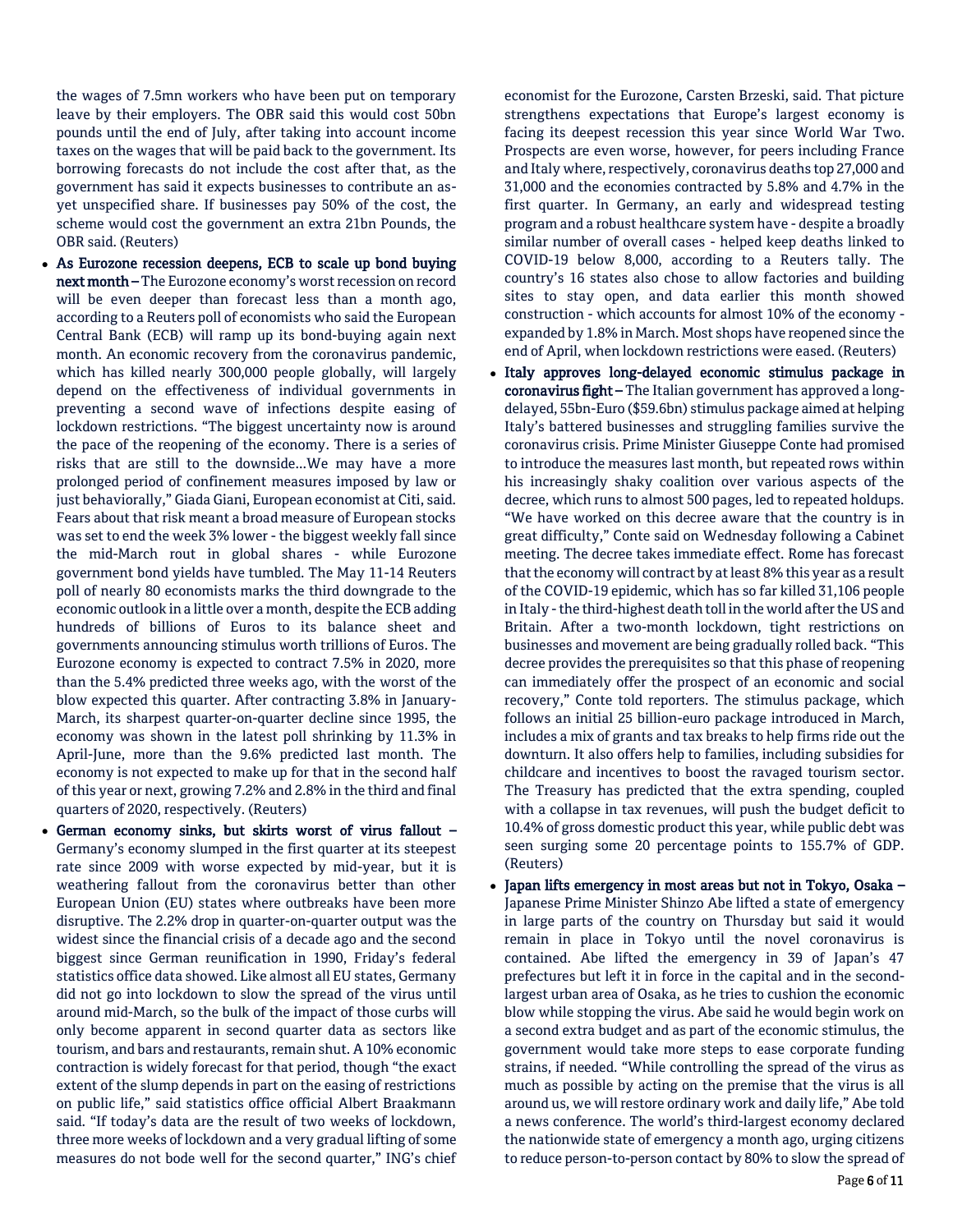the wages of 7.5mn workers who have been put on temporary leave by their employers. The OBR said this would cost 50bn pounds until the end of July, after taking into account income taxes on the wages that will be paid back to the government. Its borrowing forecasts do not include the cost after that, as the government has said it expects businesses to contribute an as-yet unspecified share. If businesses pay 50% of the cost, the scheme would cost the government an extra 21bn Pounds, the OBR said. (Reuters)

- **As Eurozone recession deepens, ECB to scale up bond buying next month –** The Eurozone economy's worst recession on record will be even deeper than forecast less than a month ago, according to a Reuters poll of economists who said the European Central Bank (ECB) will ramp up its bond-buying again next month. An economic recovery from the coronavirus pandemic, which has killed nearly 300,000 people globally, will largely depend on the effectiveness of individual governments in preventing a second wave of infections despite easing of lockdown restrictions. "The biggest uncertainty now is around the pace of the reopening of the economy. There is a series of risks that are still to the downside…We may have a more prolonged period of confinement measures imposed by law or just behaviorally," Giada Giani, European economist at Citi, said. Fears about that risk meant a broad measure of European stocks was set to end the week 3% lower - the biggest weekly fall since the mid-March rout in global shares - while Eurozone government bond yields have tumbled. The May 11-14 Reuters poll of nearly 80 economists marks the third downgrade to the economic outlook in a little over a month, despite the ECB adding hundreds of billions of Euros to its balance sheet and governments announcing stimulus worth trillions of Euros. The Eurozone economy is expected to contract 7.5% in 2020, more than the 5.4% predicted three weeks ago, with the worst of the blow expected this quarter. After contracting 3.8% in January-March, its sharpest quarter-on-quarter decline since 1995, the economy was shown in the latest poll shrinking by 11.3% in April-June, more than the 9.6% predicted last month. The economy is not expected to make up for that in the second half of this year or next, growing 7.2% and 2.8% in the third and final quarters of 2020, respectively. (Reuters)
- **German economy sinks, but skirts worst of virus fallout –** Germany's economy slumped in the first quarter at its steepest rate since 2009 with worse expected by mid-year, but it is weathering fallout from the coronavirus better than other European Union (EU) states where outbreaks have been more disruptive. The 2.2% drop in quarter-on-quarter output was the widest since the financial crisis of a decade ago and the second biggest since German reunification in 1990, Friday's federal statistics office data showed. Like almost all EU states, Germany did not go into lockdown to slow the spread of the virus until around mid-March, so the bulk of the impact of those curbs will only become apparent in second quarter data as sectors like tourism, and bars and restaurants, remain shut. A 10% economic contraction is widely forecast for that period, though "the exact extent of the slump depends in part on the easing of restrictions on public life," said statistics office official Albert Braakmann said. "If today's data are the result of two weeks of lockdown, three more weeks of lockdown and a very gradual lifting of some measures do not bode well for the second quarter," ING's chief economist for the Eurozone, Carsten Brzeski, said. That picture strengthens expectations that Europe's largest economy is facing its deepest recession this year since World War Two. Prospects are even worse, however, for peers including France and Italy where, respectively, coronavirus deaths top 27,000 and 31,000 and the economies contracted by 5.8% and 4.7% in the first quarter. In Germany, an early and widespread testing program and a robust healthcare system have - despite a broadly similar number of overall cases - helped keep deaths linked to COVID-19 below 8,000, according to a Reuters tally. The country's 16 states also chose to allow factories and building sites to stay open, and data earlier this month showed construction - which accounts for almost 10% of the economy - expanded by 1.8% in March. Most shops have reopened since the end of April, when lockdown restrictions were eased. (Reuters)
- **Italy approves long-delayed economic stimulus package in coronavirus fight –** The Italian government has approved a long-delayed, 55bn-Euro ($59.6bn) stimulus package aimed at helping Italy's battered businesses and struggling families survive the coronavirus crisis. Prime Minister Giuseppe Conte had promised to introduce the measures last month, but repeated rows within his increasingly shaky coalition over various aspects of the decree, which runs to almost 500 pages, led to repeated holdups. "We have worked on this decree aware that the country is in great difficulty," Conte said on Wednesday following a Cabinet meeting. The decree takes immediate effect. Rome has forecast that the economy will contract by at least 8% this year as a result of the COVID-19 epidemic, which has so far killed 31,106 people in Italy - the third-highest death toll in the world after the US and Britain. After a two-month lockdown, tight restrictions on businesses and movement are being gradually rolled back. "This decree provides the prerequisites so that this phase of reopening can immediately offer the prospect of an economic and social recovery," Conte told reporters. The stimulus package, which follows an initial 25 billion-euro package introduced in March, includes a mix of grants and tax breaks to help firms ride out the downturn. It also offers help to families, including subsidies for childcare and incentives to boost the ravaged tourism sector. The Treasury has predicted that the extra spending, coupled with a collapse in tax revenues, will push the budget deficit to 10.4% of gross domestic product this year, while public debt was seen surging some 20 percentage points to 155.7% of GDP. (Reuters)
- **Japan lifts emergency in most areas but not in Tokyo, Osaka –** Japanese Prime Minister Shinzo Abe lifted a state of emergency in large parts of the country on Thursday but said it would remain in place in Tokyo until the novel coronavirus is contained. Abe lifted the emergency in 39 of Japan's 47 prefectures but left it in force in the capital and in the second-largest urban area of Osaka, as he tries to cushion the economic blow while stopping the virus. Abe said he would begin work on a second extra budget and as part of the economic stimulus, the government would take more steps to ease corporate funding strains, if needed. "While controlling the spread of the virus as much as possible by acting on the premise that the virus is all around us, we will restore ordinary work and daily life," Abe told a news conference. The world's third-largest economy declared the nationwide state of emergency a month ago, urging citizens to reduce person-to-person contact by 80% to slow the spread of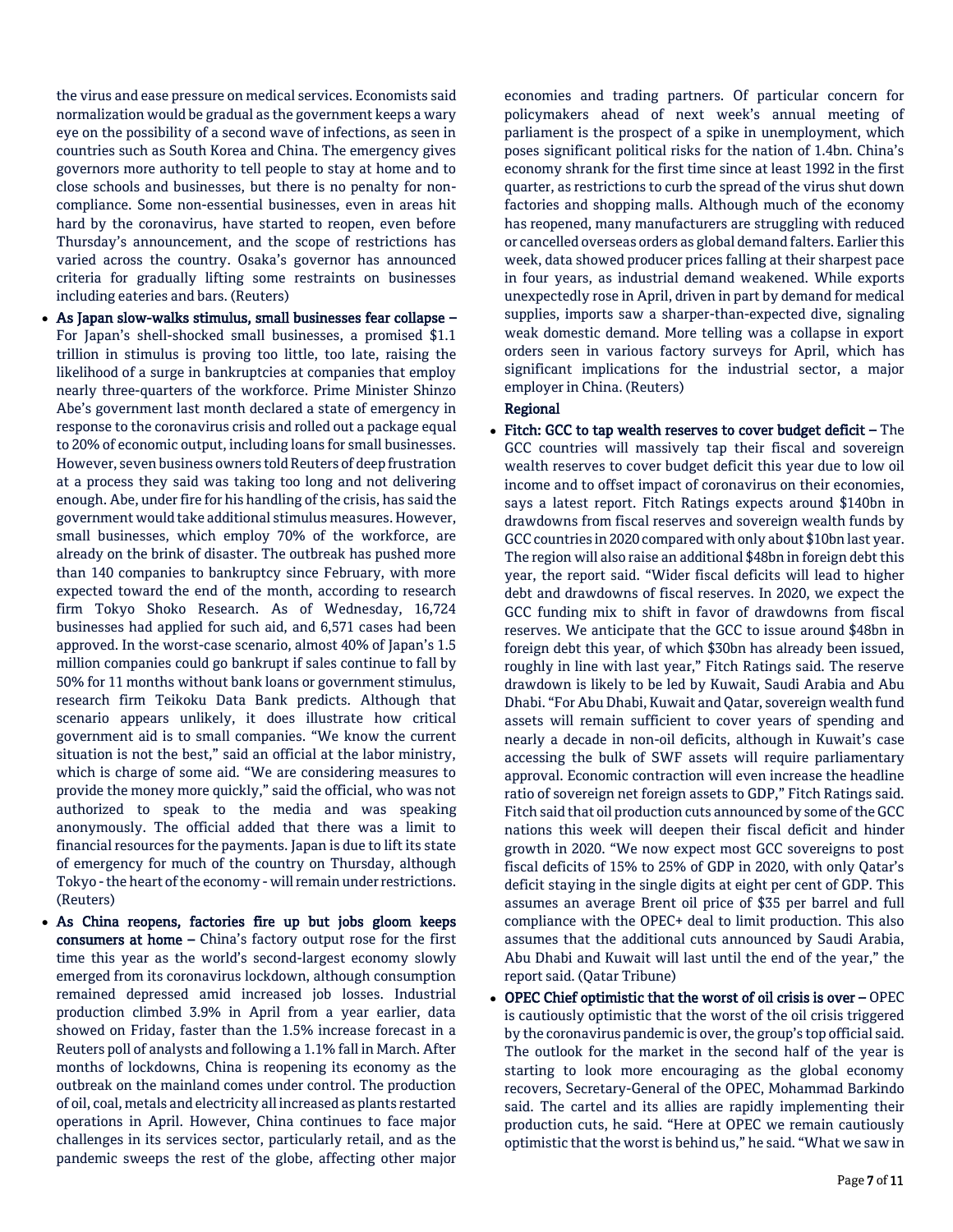the virus and ease pressure on medical services. Economists said normalization would be gradual as the government keeps a wary eye on the possibility of a second wave of infections, as seen in countries such as South Korea and China. The emergency gives governors more authority to tell people to stay at home and to close schools and businesses, but there is no penalty for non-compliance. Some non-essential businesses, even in areas hit hard by the coronavirus, have started to reopen, even before Thursday's announcement, and the scope of restrictions has varied across the country. Osaka's governor has announced criteria for gradually lifting some restraints on businesses including eateries and bars. (Reuters)

- **As Japan slow-walks stimulus, small businesses fear collapse –** For Japan's shell-shocked small businesses, a promised $1.1 trillion in stimulus is proving too little, too late, raising the likelihood of a surge in bankruptcies at companies that employ nearly three-quarters of the workforce. Prime Minister Shinzo Abe's government last month declared a state of emergency in response to the coronavirus crisis and rolled out a package equal to 20% of economic output, including loans for small businesses. However, seven business owners told Reuters of deep frustration at a process they said was taking too long and not delivering enough. Abe, under fire for his handling of the crisis, has said the government would take additional stimulus measures. However, small businesses, which employ 70% of the workforce, are already on the brink of disaster. The outbreak has pushed more than 140 companies to bankruptcy since February, with more expected toward the end of the month, according to research firm Tokyo Shoko Research. As of Wednesday, 16,724 businesses had applied for such aid, and 6,571 cases had been approved. In the worst-case scenario, almost 40% of Japan's 1.5 million companies could go bankrupt if sales continue to fall by 50% for 11 months without bank loans or government stimulus, research firm Teikoku Data Bank predicts. Although that scenario appears unlikely, it does illustrate how critical government aid is to small companies. "We know the current situation is not the best," said an official at the labor ministry, which is charge of some aid. "We are considering measures to provide the money more quickly," said the official, who was not authorized to speak to the media and was speaking anonymously. The official added that there was a limit to financial resources for the payments. Japan is due to lift its state of emergency for much of the country on Thursday, although Tokyo - the heart of the economy - will remain under restrictions. (Reuters)
- **As China reopens, factories fire up but jobs gloom keeps consumers at home –** China's factory output rose for the first time this year as the world's second-largest economy slowly emerged from its coronavirus lockdown, although consumption remained depressed amid increased job losses. Industrial production climbed 3.9% in April from a year earlier, data showed on Friday, faster than the 1.5% increase forecast in a Reuters poll of analysts and following a 1.1% fall in March. After months of lockdowns, China is reopening its economy as the outbreak on the mainland comes under control. The production of oil, coal, metals and electricity all increased as plants restarted operations in April. However, China continues to face major challenges in its services sector, particularly retail, and as the pandemic sweeps the rest of the globe, affecting other major economies and trading partners. Of particular concern for policymakers ahead of next week's annual meeting of parliament is the prospect of a spike in unemployment, which poses significant political risks for the nation of 1.4bn. China's economy shrank for the first time since at least 1992 in the first quarter, as restrictions to curb the spread of the virus shut down factories and shopping malls. Although much of the economy has reopened, many manufacturers are struggling with reduced or cancelled overseas orders as global demand falters. Earlier this week, data showed producer prices falling at their sharpest pace in four years, as industrial demand weakened. While exports unexpectedly rose in April, driven in part by demand for medical supplies, imports saw a sharper-than-expected dive, signaling weak domestic demand. More telling was a collapse in export orders seen in various factory surveys for April, which has significant implications for the industrial sector, a major employer in China. (Reuters)

**Regional**

- **Fitch: GCC to tap wealth reserves to cover budget deficit –** The GCC countries will massively tap their fiscal and sovereign wealth reserves to cover budget deficit this year due to low oil income and to offset impact of coronavirus on their economies, says a latest report. Fitch Ratings expects around $140bn in drawdowns from fiscal reserves and sovereign wealth funds by GCC countries in 2020 compared with only about $10bn last year. The region will also raise an additional $48bn in foreign debt this year, the report said. "Wider fiscal deficits will lead to higher debt and drawdowns of fiscal reserves. In 2020, we expect the GCC funding mix to shift in favor of drawdowns from fiscal reserves. We anticipate that the GCC to issue around $48bn in foreign debt this year, of which $30bn has already been issued, roughly in line with last year," Fitch Ratings said. The reserve drawdown is likely to be led by Kuwait, Saudi Arabia and Abu Dhabi. "For Abu Dhabi, Kuwait and Qatar, sovereign wealth fund assets will remain sufficient to cover years of spending and nearly a decade in non-oil deficits, although in Kuwait's case accessing the bulk of SWF assets will require parliamentary approval. Economic contraction will even increase the headline ratio of sovereign net foreign assets to GDP," Fitch Ratings said. Fitch said that oil production cuts announced by some of the GCC nations this week will deepen their fiscal deficit and hinder growth in 2020. "We now expect most GCC sovereigns to post fiscal deficits of 15% to 25% of GDP in 2020, with only Qatar's deficit staying in the single digits at eight per cent of GDP. This assumes an average Brent oil price of $35 per barrel and full compliance with the OPEC+ deal to limit production. This also assumes that the additional cuts announced by Saudi Arabia, Abu Dhabi and Kuwait will last until the end of the year," the report said. (Qatar Tribune)
- **OPEC Chief optimistic that the worst of oil crisis is over –** OPEC is cautiously optimistic that the worst of the oil crisis triggered by the coronavirus pandemic is over, the group's top official said. The outlook for the market in the second half of the year is starting to look more encouraging as the global economy recovers, Secretary-General of the OPEC, Mohammad Barkindo said. The cartel and its allies are rapidly implementing their production cuts, he said. "Here at OPEC we remain cautiously optimistic that the worst is behind us," he said. "What we saw in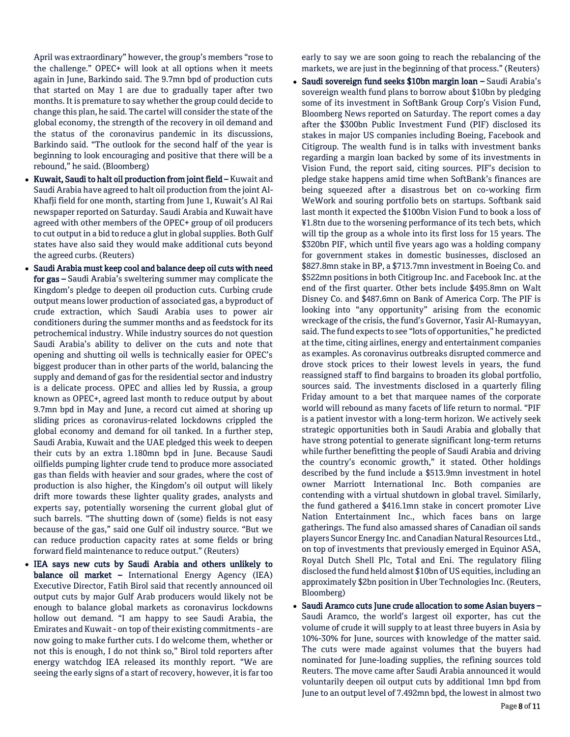April was extraordinary" however, the group's members "rose to the challenge." OPEC+ will look at all options when it meets again in June, Barkindo said. The 9.7mn bpd of production cuts that started on May 1 are due to gradually taper after two months. It is premature to say whether the group could decide to change this plan, he said. The cartel will consider the state of the global economy, the strength of the recovery in oil demand and the status of the coronavirus pandemic in its discussions, Barkindo said. "The outlook for the second half of the year is beginning to look encouraging and positive that there will be a rebound," he said. (Bloomberg)

- **Kuwait, Saudi to halt oil production from joint field –** Kuwait and Saudi Arabia have agreed to halt oil production from the joint Al-Khafji field for one month, starting from June 1, Kuwait's Al Rai newspaper reported on Saturday. Saudi Arabia and Kuwait have agreed with other members of the OPEC+ group of oil producers to cut output in a bid to reduce a glut in global supplies. Both Gulf states have also said they would make additional cuts beyond the agreed curbs. (Reuters)
- **Saudi Arabia must keep cool and balance deep oil cuts with need for gas –** Saudi Arabia's sweltering summer may complicate the Kingdom's pledge to deepen oil production cuts. Curbing crude output means lower production of associated gas, a byproduct of crude extraction, which Saudi Arabia uses to power air conditioners during the summer months and as feedstock for its petrochemical industry. While industry sources do not question Saudi Arabia's ability to deliver on the cuts and note that opening and shutting oil wells is technically easier for OPEC's biggest producer than in other parts of the world, balancing the supply and demand of gas for the residential sector and industry is a delicate process. OPEC and allies led by Russia, a group known as OPEC+, agreed last month to reduce output by about 9.7mn bpd in May and June, a record cut aimed at shoring up sliding prices as coronavirus-related lockdowns crippled the global economy and demand for oil tanked. In a further step, Saudi Arabia, Kuwait and the UAE pledged this week to deepen their cuts by an extra 1.180mn bpd in June. Because Saudi oilfields pumping lighter crude tend to produce more associated gas than fields with heavier and sour grades, where the cost of production is also higher, the Kingdom's oil output will likely drift more towards these lighter quality grades, analysts and experts say, potentially worsening the current global glut of such barrels. "The shutting down of (some) fields is not easy because of the gas," said one Gulf oil industry source. "But we can reduce production capacity rates at some fields or bring forward field maintenance to reduce output." (Reuters)
- **IEA says new cuts by Saudi Arabia and others unlikely to balance oil market –** International Energy Agency (IEA) Executive Director, Fatih Birol said that recently announced oil output cuts by major Gulf Arab producers would likely not be enough to balance global markets as coronavirus lockdowns hollow out demand. "I am happy to see Saudi Arabia, the Emirates and Kuwait - on top of their existing commitments - are now going to make further cuts. I do welcome them, whether or not this is enough, I do not think so," Birol told reporters after energy watchdog IEA released its monthly report. "We are seeing the early signs of a start of recovery, however, it is far too early to say we are soon going to reach the rebalancing of the markets, we are just in the beginning of that process." (Reuters)
- **Saudi sovereign fund seeks $10bn margin loan –** Saudi Arabia's sovereign wealth fund plans to borrow about $10bn by pledging some of its investment in SoftBank Group Corp's Vision Fund, Bloomberg News reported on Saturday. The report comes a day after the $300bn Public Investment Fund (PIF) disclosed its stakes in major US companies including Boeing, Facebook and Citigroup. The wealth fund is in talks with investment banks regarding a margin loan backed by some of its investments in Vision Fund, the report said, citing sources. PIF's decision to pledge stake happens amid time when SoftBank's finances are being squeezed after a disastrous bet on co-working firm WeWork and souring portfolio bets on startups. Softbank said last month it expected the $100bn Vision Fund to book a loss of ¥1.8tn due to the worsening performance of its tech bets, which will tip the group as a whole into its first loss for 15 years. The $320bn PIF, which until five years ago was a holding company for government stakes in domestic businesses, disclosed an $827.8mn stake in BP, a $713.7mn investment in Boeing Co. and $522mn positions in both Citigroup Inc. and Facebook Inc. at the end of the first quarter. Other bets include $495.8mn on Walt Disney Co. and $487.6mn on Bank of America Corp. The PIF is looking into "any opportunity" arising from the economic wreckage of the crisis, the fund's Governor, Yasir Al-Rumayyan, said. The fund expects to see "lots of opportunities," he predicted at the time, citing airlines, energy and entertainment companies as examples. As coronavirus outbreaks disrupted commerce and drove stock prices to their lowest levels in years, the fund reassigned staff to find bargains to broaden its global portfolio, sources said. The investments disclosed in a quarterly filing Friday amount to a bet that marquee names of the corporate world will rebound as many facets of life return to normal. "PIF is a patient investor with a long-term horizon. We actively seek strategic opportunities both in Saudi Arabia and globally that have strong potential to generate significant long-term returns while further benefitting the people of Saudi Arabia and driving the country's economic growth," it stated. Other holdings described by the fund include a $513.9mn investment in hotel owner Marriott International Inc. Both companies are contending with a virtual shutdown in global travel. Similarly, the fund gathered a $416.1mn stake in concert promoter Live Nation Entertainment Inc., which faces bans on large gatherings. The fund also amassed shares of Canadian oil sands players Suncor Energy Inc. and Canadian Natural Resources Ltd., on top of investments that previously emerged in Equinor ASA, Royal Dutch Shell Plc, Total and Eni. The regulatory filing disclosed the fund held almost $10bn of US equities, including an approximately $2bn position in Uber Technologies Inc. (Reuters, Bloomberg)
- **Saudi Aramco cuts June crude allocation to some Asian buyers –** Saudi Aramco, the world's largest oil exporter, has cut the volume of crude it will supply to at least three buyers in Asia by 10%-30% for June, sources with knowledge of the matter said. The cuts were made against volumes that the buyers had nominated for June-loading supplies, the refining sources told Reuters. The move came after Saudi Arabia announced it would voluntarily deepen oil output cuts by additional 1mn bpd from June to an output level of 7.492mn bpd, the lowest in almost two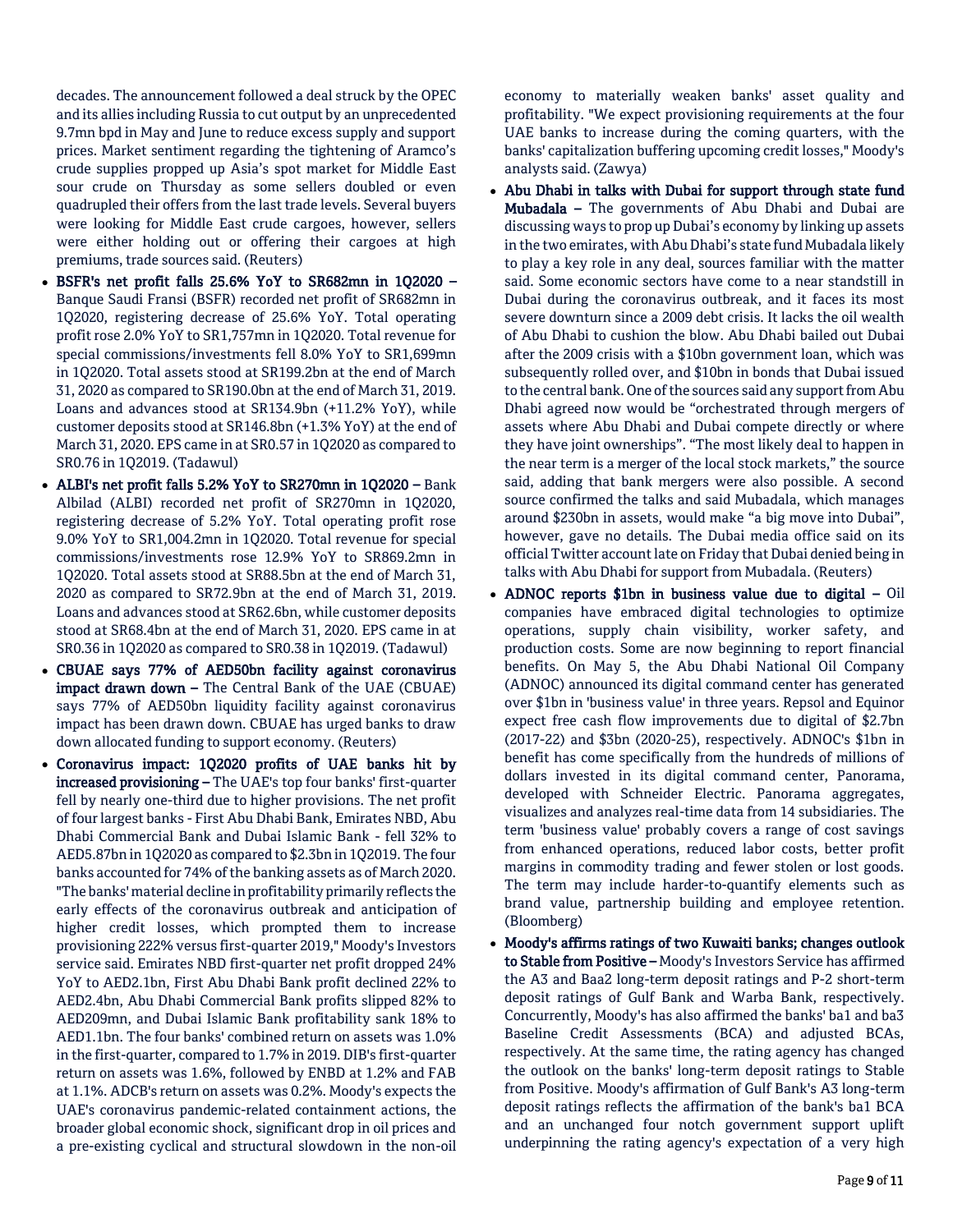decades. The announcement followed a deal struck by the OPEC and its allies including Russia to cut output by an unprecedented 9.7mn bpd in May and June to reduce excess supply and support prices. Market sentiment regarding the tightening of Aramco's crude supplies propped up Asia's spot market for Middle East sour crude on Thursday as some sellers doubled or even quadrupled their offers from the last trade levels. Several buyers were looking for Middle East crude cargoes, however, sellers were either holding out or offering their cargoes at high premiums, trade sources said. (Reuters)

- **BSFR's net profit falls 25.6% YoY to SR682mn in 1Q2020 –** Banque Saudi Fransi (BSFR) recorded net profit of SR682mn in 1Q2020, registering decrease of 25.6% YoY. Total operating profit rose 2.0% YoY to SR1,757mn in 1Q2020. Total revenue for special commissions/investments fell 8.0% YoY to SR1,699mn in 1Q2020. Total assets stood at SR199.2bn at the end of March 31, 2020 as compared to SR190.0bn at the end of March 31, 2019. Loans and advances stood at SR134.9bn (+11.2% YoY), while customer deposits stood at SR146.8bn (+1.3% YoY) at the end of March 31, 2020. EPS came in at SR0.57 in 1Q2020 as compared to SR0.76 in 1Q2019. (Tadawul)
- **ALBI's net profit falls 5.2% YoY to SR270mn in 1Q2020 –** Bank Albilad (ALBI) recorded net profit of SR270mn in 1Q2020, registering decrease of 5.2% YoY. Total operating profit rose 9.0% YoY to SR1,004.2mn in 1Q2020. Total revenue for special commissions/investments rose 12.9% YoY to SR869.2mn in 1Q2020. Total assets stood at SR88.5bn at the end of March 31, 2020 as compared to SR72.9bn at the end of March 31, 2019. Loans and advances stood at SR62.6bn, while customer deposits stood at SR68.4bn at the end of March 31, 2020. EPS came in at SR0.36 in 1Q2020 as compared to SR0.38 in 1Q2019. (Tadawul)
- **CBUAE says 77% of AED50bn facility against coronavirus impact drawn down –** The Central Bank of the UAE (CBUAE) says 77% of AED50bn liquidity facility against coronavirus impact has been drawn down. CBUAE has urged banks to draw down allocated funding to support economy. (Reuters)
- **Coronavirus impact: 1Q2020 profits of UAE banks hit by increased provisioning –** The UAE's top four banks' first-quarter fell by nearly one-third due to higher provisions. The net profit of four largest banks - First Abu Dhabi Bank, Emirates NBD, Abu Dhabi Commercial Bank and Dubai Islamic Bank - fell 32% to AED5.87bn in 1Q2020 as compared to $2.3bn in 1Q2019. The four banks accounted for 74% of the banking assets as of March 2020. "The banks' material decline in profitability primarily reflects the early effects of the coronavirus outbreak and anticipation of higher credit losses, which prompted them to increase provisioning 222% versus first-quarter 2019," Moody's Investors service said. Emirates NBD first-quarter net profit dropped 24% YoY to AED2.1bn, First Abu Dhabi Bank profit declined 22% to AED2.4bn, Abu Dhabi Commercial Bank profits slipped 82% to AED209mn, and Dubai Islamic Bank profitability sank 18% to AED1.1bn. The four banks' combined return on assets was 1.0% in the first-quarter, compared to 1.7% in 2019. DIB's first-quarter return on assets was 1.6%, followed by ENBD at 1.2% and FAB at 1.1%. ADCB's return on assets was 0.2%. Moody's expects the UAE's coronavirus pandemic-related containment actions, the broader global economic shock, significant drop in oil prices and a pre-existing cyclical and structural slowdown in the non-oil economy to materially weaken banks' asset quality and profitability. "We expect provisioning requirements at the four UAE banks to increase during the coming quarters, with the banks' capitalization buffering upcoming credit losses," Moody's analysts said. (Zawya)
- **Abu Dhabi in talks with Dubai for support through state fund Mubadala –** The governments of Abu Dhabi and Dubai are discussing ways to prop up Dubai's economy by linking up assets in the two emirates, with Abu Dhabi's state fund Mubadala likely to play a key role in any deal, sources familiar with the matter said. Some economic sectors have come to a near standstill in Dubai during the coronavirus outbreak, and it faces its most severe downturn since a 2009 debt crisis. It lacks the oil wealth of Abu Dhabi to cushion the blow. Abu Dhabi bailed out Dubai after the 2009 crisis with a $10bn government loan, which was subsequently rolled over, and $10bn in bonds that Dubai issued to the central bank. One of the sources said any support from Abu Dhabi agreed now would be "orchestrated through mergers of assets where Abu Dhabi and Dubai compete directly or where they have joint ownerships". "The most likely deal to happen in the near term is a merger of the local stock markets," the source said, adding that bank mergers were also possible. A second source confirmed the talks and said Mubadala, which manages around $230bn in assets, would make "a big move into Dubai", however, gave no details. The Dubai media office said on its official Twitter account late on Friday that Dubai denied being in talks with Abu Dhabi for support from Mubadala. (Reuters)
- **ADNOC reports $1bn in business value due to digital –** Oil companies have embraced digital technologies to optimize operations, supply chain visibility, worker safety, and production costs. Some are now beginning to report financial benefits. On May 5, the Abu Dhabi National Oil Company (ADNOC) announced its digital command center has generated over $1bn in 'business value' in three years. Repsol and Equinor expect free cash flow improvements due to digital of $2.7bn (2017-22) and $3bn (2020-25), respectively. ADNOC's $1bn in benefit has come specifically from the hundreds of millions of dollars invested in its digital command center, Panorama, developed with Schneider Electric. Panorama aggregates, visualizes and analyzes real-time data from 14 subsidiaries. The term 'business value' probably covers a range of cost savings from enhanced operations, reduced labor costs, better profit margins in commodity trading and fewer stolen or lost goods. The term may include harder-to-quantify elements such as brand value, partnership building and employee retention. (Bloomberg)
- **Moody's affirms ratings of two Kuwaiti banks; changes outlook to Stable from Positive –** Moody's Investors Service has affirmed the A3 and Baa2 long-term deposit ratings and P-2 short-term deposit ratings of Gulf Bank and Warba Bank, respectively. Concurrently, Moody's has also affirmed the banks' ba1 and ba3 Baseline Credit Assessments (BCA) and adjusted BCAs, respectively. At the same time, the rating agency has changed the outlook on the banks' long-term deposit ratings to Stable from Positive. Moody's affirmation of Gulf Bank's A3 long-term deposit ratings reflects the affirmation of the bank's ba1 BCA and an unchanged four notch government support uplift underpinning the rating agency's expectation of a very high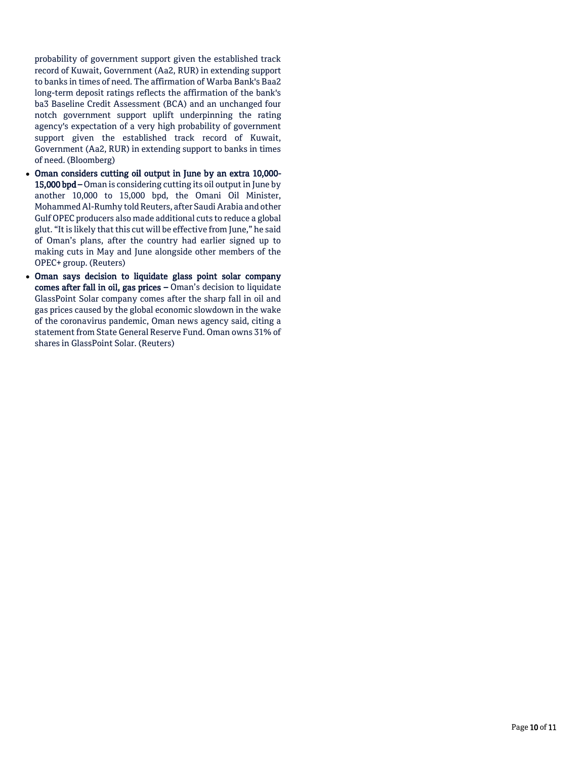probability of government support given the established track record of Kuwait, Government (Aa2, RUR) in extending support to banks in times of need. The affirmation of Warba Bank's Baa2 long-term deposit ratings reflects the affirmation of the bank's ba3 Baseline Credit Assessment (BCA) and an unchanged four notch government support uplift underpinning the rating agency's expectation of a very high probability of government support given the established track record of Kuwait, Government (Aa2, RUR) in extending support to banks in times of need. (Bloomberg)

- **Oman considers cutting oil output in June by an extra 10,000-15,000 bpd –** Oman is considering cutting its oil output in June by another 10,000 to 15,000 bpd, the Omani Oil Minister, Mohammed Al-Rumhy told Reuters, after Saudi Arabia and other Gulf OPEC producers also made additional cuts to reduce a global glut. "It is likely that this cut will be effective from June," he said of Oman's plans, after the country had earlier signed up to making cuts in May and June alongside other members of the OPEC+ group. (Reuters)
- **Oman says decision to liquidate glass point solar company comes after fall in oil, gas prices –** Oman's decision to liquidate GlassPoint Solar company comes after the sharp fall in oil and gas prices caused by the global economic slowdown in the wake of the coronavirus pandemic, Oman news agency said, citing a statement from State General Reserve Fund. Oman owns 31% of shares in GlassPoint Solar. (Reuters)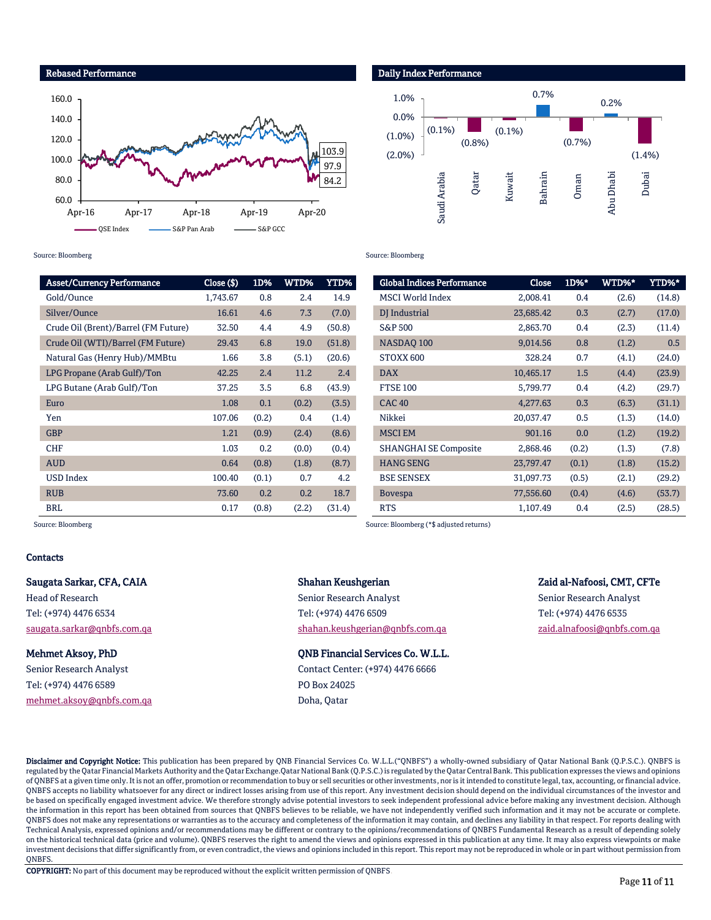## Rebased Performance

160.0
140.0
120.0
100.0
80.0
60.0
Apr-16
Apr-17
Apr-18
Apr-19
Apr-20
103.9
97.9
84.2
QSE Index
S&P Pan Arab
S&P GCC

Source: Bloomberg

## Daily Index Performance

1.0%
0.0%
(1.0%)
(2.0%)
(0.1%)
(0.8%)
(0.1%)
0.7%
(0.7%)
0.2%
(1.4%)
Saudi Arabia
Qatar
Kuwait
Bahrain
Oman
Abu Dhabi
Dubai

Source: Bloomberg

| Asset/Currency Performance | Close ($) | 1D% | WTD% | YTD% |
|---|---|---|---|---|
| Gold/Ounce | 1,743.67 | 0.8 | 2.4 | 14.9 |
| Silver/Ounce | 16.61 | 4.6 | 7.3 | (7.0) |
| Crude Oil (Brent)/Barrel (FM Future) | 32.50 | 4.4 | 4.9 | (50.8) |
| Crude Oil (WTI)/Barrel (FM Future) | 29.43 | 6.8 | 19.0 | (51.8) |
| Natural Gas (Henry Hub)/MMBtu | 1.66 | 3.8 | (5.1) | (20.6) |
| LPG Propane (Arab Gulf)/Ton | 42.25 | 2.4 | 11.2 | 2.4 |
| LPG Butane (Arab Gulf)/Ton | 37.25 | 3.5 | 6.8 | (43.9) |
| Euro | 1.08 | 0.1 | (0.2) | (3.5) |
| Yen | 107.06 | (0.2) | 0.4 | (1.4) |
| GBP | 1.21 | (0.9) | (2.4) | (8.6) |
| CHF | 1.03 | 0.2 | (0.0) | (0.4) |
| AUD | 0.64 | (0.8) | (1.8) | (8.7) |
| USD Index | 100.40 | (0.1) | 0.7 | 4.2 |
| RUB | 73.60 | 0.2 | 0.2 | 18.7 |
| BRL | 0.17 | (0.8) | (2.2) | (31.4) |

Source: Bloomberg

| Global Indices Performance | Close | 1D%* | WTD%* | YTD%* |
|---|---|---|---|---|
| MSCI World Index | 2,008.41 | 0.4 | (2.6) | (14.8) |
| DJ Industrial | 23,685.42 | 0.3 | (2.7) | (17.0) |
| S&P 500 | 2,863.70 | 0.4 | (2.3) | (11.4) |
| NASDAQ 100 | 9,014.56 | 0.8 | (1.2) | 0.5 |
| STOXX 600 | 328.24 | 0.7 | (4.1) | (24.0) |
| DAX | 10,465.17 | 1.5 | (4.4) | (23.9) |
| FTSE 100 | 5,799.77 | 0.4 | (4.2) | (29.7) |
| CAC 40 | 4,277.63 | 0.3 | (6.3) | (31.1) |
| Nikkei | 20,037.47 | 0.5 | (1.3) | (14.0) |
| MSCI EM | 901.16 | 0.0 | (1.2) | (19.2) |
| SHANGHAI SE Composite | 2,868.46 | (0.2) | (1.3) | (7.8) |
| HANG SENG | 23,797.47 | (0.1) | (1.8) | (15.2) |
| BSE SENSEX | 31,097.73 | (0.5) | (2.1) | (29.2) |
| Bovespa | 77,556.60 | (0.4) | (4.6) | (53.7) |
| RTS | 1,107.49 | 0.4 | (2.5) | (28.5) |

Source: Bloomberg (*$ adjusted returns)

### Contacts

**Saugata Sarkar, CFA, CAIA**
Head of Research
Tel: (+974) 4476 6534
saugata.sarkar@qnbfs.com.qa

**Shahan Keushgerian**
Senior Research Analyst
Tel: (+974) 4476 6509
shahan.keushgerian@qnbfs.com.qa

**Zaid al-Nafoosi, CMT, CFTe**
Senior Research Analyst
Tel: (+974) 4476 6535
zaid.alnafoosi@qnbfs.com.qa

**Mehmet Aksoy, PhD**
Senior Research Analyst
Tel: (+974) 4476 6589
mehmet.aksoy@qnbfs.com.qa

**QNB Financial Services Co. W.L.L.**
Contact Center: (+974) 4476 6666
PO Box 24025
Doha, Qatar

**Disclaimer and Copyright Notice:** This publication has been prepared by QNB Financial Services Co. W.L.L.("QNBFS") a wholly-owned subsidiary of Qatar National Bank (Q.P.S.C.). QNBFS is regulated by the Qatar Financial Markets Authority and the Qatar Exchange.Qatar National Bank (Q.P.S.C.) is regulated by the Qatar Central Bank. This publication expresses the views and opinions of QNBFS at a given time only. It is not an offer, promotion or recommendation to buy or sell securities or other investments, nor is it intended to constitute legal, tax, accounting, or financial advice. QNBFS accepts no liability whatsoever for any direct or indirect losses arising from use of this report. Any investment decision should depend on the individual circumstances of the investor and be based on specifically engaged investment advice. We therefore strongly advise potential investors to seek independent professional advice before making any investment decision. Although the information in this report has been obtained from sources that QNBFS believes to be reliable, we have not independently verified such information and it may not be accurate or complete. QNBFS does not make any representations or warranties as to the accuracy and completeness of the information it may contain, and declines any liability in that respect. For reports dealing with Technical Analysis, expressed opinions and/or recommendations may be different or contrary to the opinions/recommendations of QNBFS Fundamental Research as a result of depending solely on the historical technical data (price and volume). QNBFS reserves the right to amend the views and opinions expressed in this publication at any time. It may also express viewpoints or make investment decisions that differ significantly from, or even contradict, the views and opinions included in this report. This report may not be reproduced in whole or in part without permission from QNBFS.

**COPYRIGHT:** No part of this document may be reproduced without the explicit written permission of QNBFS